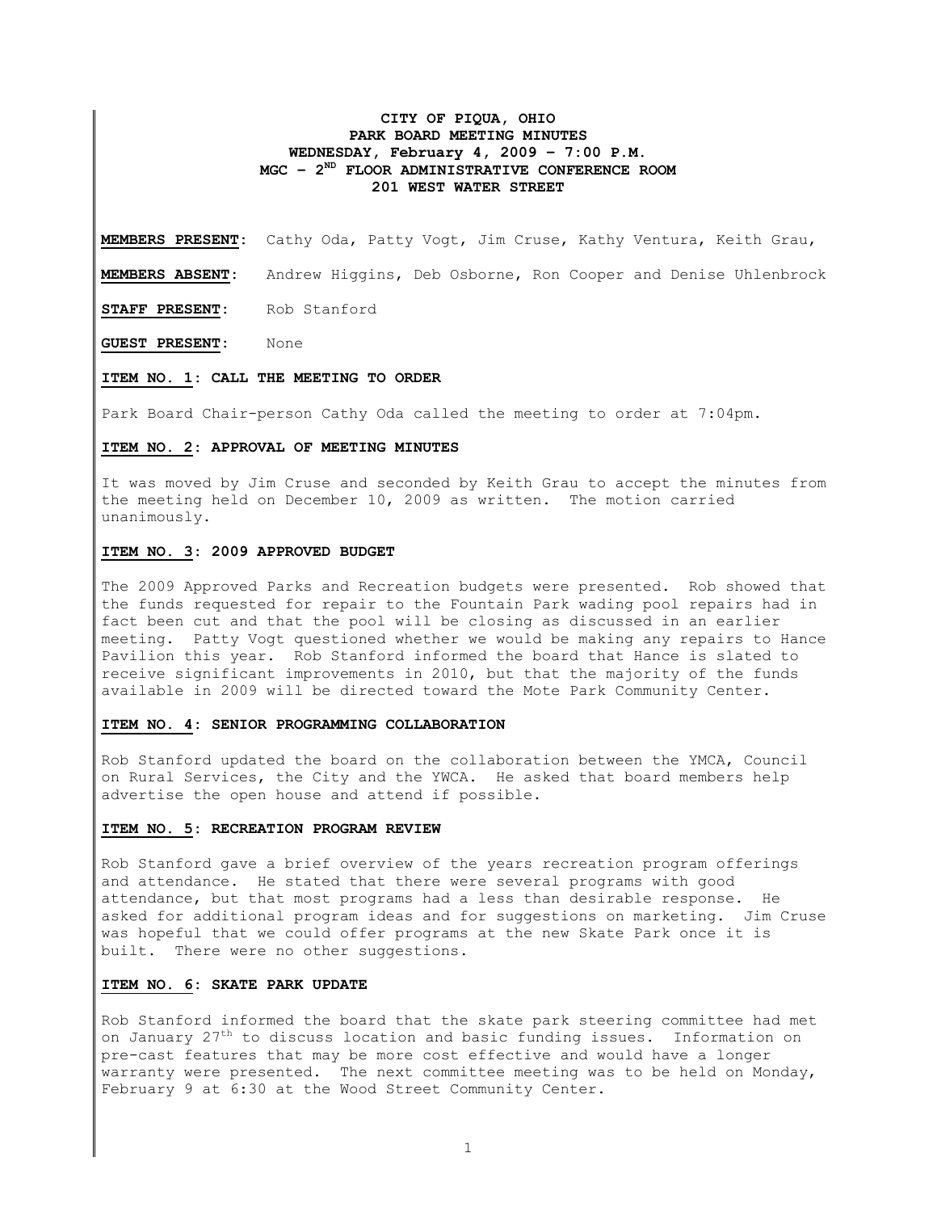**CITY OF PIQUA, OHIO**
**PARK BOARD MEETING MINUTES**
**WEDNESDAY, February 4, 2009 – 7:00 P.M.**
**MGC – 2ND FLOOR ADMINISTRATIVE CONFERENCE ROOM**
**201 WEST WATER STREET**

**MEMBERS PRESENT:** Cathy Oda, Patty Vogt, Jim Cruse, Kathy Ventura, Keith Grau,

**MEMBERS ABSENT:** Andrew Higgins, Deb Osborne, Ron Cooper and Denise Uhlenbrock

**STAFF PRESENT:** Rob Stanford

**GUEST PRESENT:** None

**ITEM NO. 1: CALL THE MEETING TO ORDER**

Park Board Chair-person Cathy Oda called the meeting to order at 7:04pm.

**ITEM NO. 2: APPROVAL OF MEETING MINUTES**

It was moved by Jim Cruse and seconded by Keith Grau to accept the minutes from the meeting held on December 10, 2009 as written. The motion carried unanimously.

**ITEM NO. 3: 2009 APPROVED BUDGET**

The 2009 Approved Parks and Recreation budgets were presented. Rob showed that the funds requested for repair to the Fountain Park wading pool repairs had in fact been cut and that the pool will be closing as discussed in an earlier meeting. Patty Vogt questioned whether we would be making any repairs to Hance Pavilion this year. Rob Stanford informed the board that Hance is slated to receive significant improvements in 2010, but that the majority of the funds available in 2009 will be directed toward the Mote Park Community Center.

**ITEM NO. 4: SENIOR PROGRAMMING COLLABORATION**

Rob Stanford updated the board on the collaboration between the YMCA, Council on Rural Services, the City and the YWCA. He asked that board members help advertise the open house and attend if possible.

**ITEM NO. 5: RECREATION PROGRAM REVIEW**

Rob Stanford gave a brief overview of the years recreation program offerings and attendance. He stated that there were several programs with good attendance, but that most programs had a less than desirable response. He asked for additional program ideas and for suggestions on marketing. Jim Cruse was hopeful that we could offer programs at the new Skate Park once it is built. There were no other suggestions.

**ITEM NO. 6: SKATE PARK UPDATE**

Rob Stanford informed the board that the skate park steering committee had met on January 27th to discuss location and basic funding issues. Information on pre-cast features that may be more cost effective and would have a longer warranty were presented. The next committee meeting was to be held on Monday, February 9 at 6:30 at the Wood Street Community Center.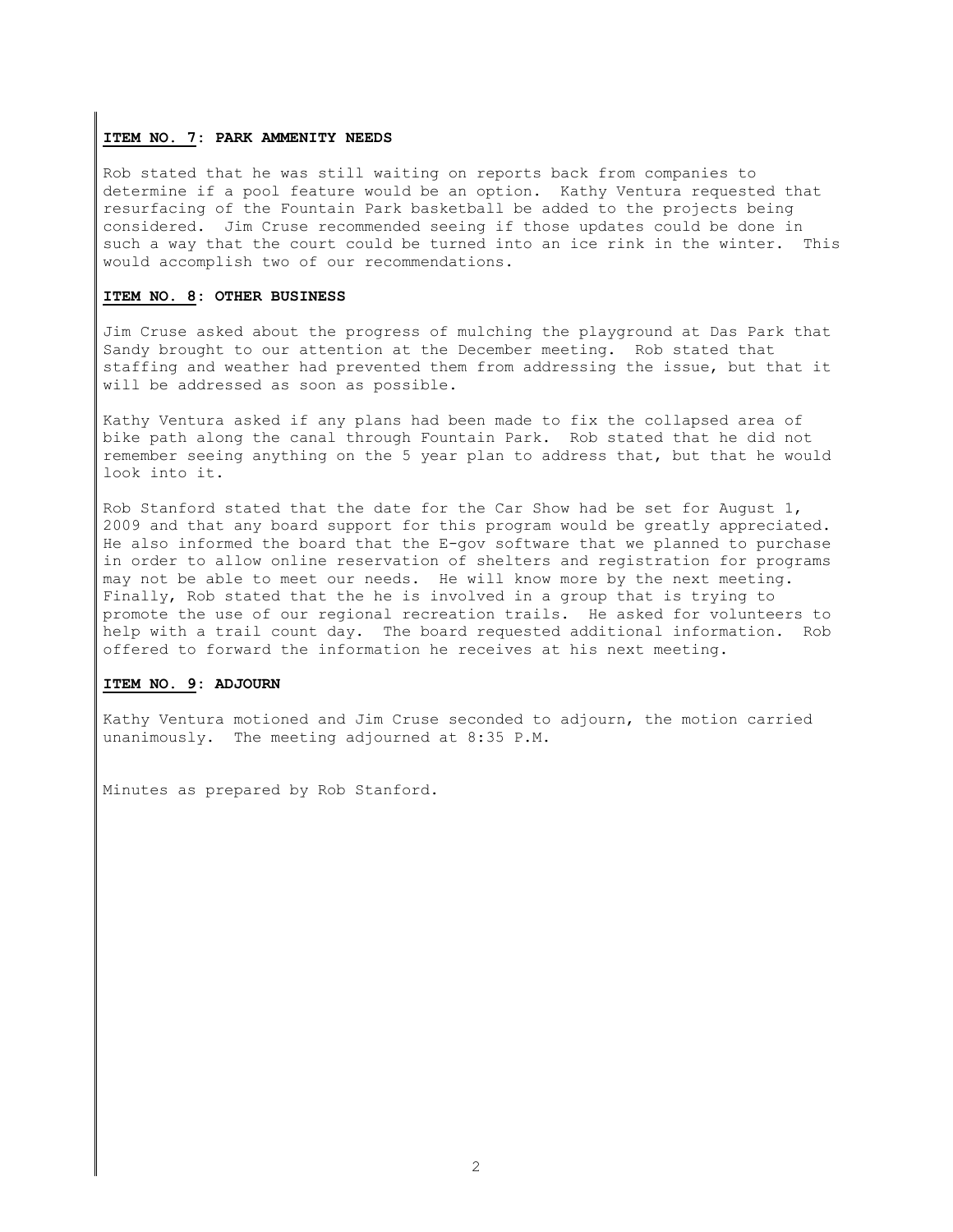**ITEM NO. 7: PARK AMMENITY NEEDS**

Rob stated that he was still waiting on reports back from companies to determine if a pool feature would be an option. Kathy Ventura requested that resurfacing of the Fountain Park basketball be added to the projects being considered. Jim Cruse recommended seeing if those updates could be done in such a way that the court could be turned into an ice rink in the winter. This would accomplish two of our recommendations.

**ITEM NO. 8: OTHER BUSINESS**

Jim Cruse asked about the progress of mulching the playground at Das Park that Sandy brought to our attention at the December meeting. Rob stated that staffing and weather had prevented them from addressing the issue, but that it will be addressed as soon as possible.

Kathy Ventura asked if any plans had been made to fix the collapsed area of bike path along the canal through Fountain Park. Rob stated that he did not remember seeing anything on the 5 year plan to address that, but that he would look into it.

Rob Stanford stated that the date for the Car Show had be set for August 1, 2009 and that any board support for this program would be greatly appreciated. He also informed the board that the E-gov software that we planned to purchase in order to allow online reservation of shelters and registration for programs may not be able to meet our needs. He will know more by the next meeting. Finally, Rob stated that the he is involved in a group that is trying to promote the use of our regional recreation trails. He asked for volunteers to help with a trail count day. The board requested additional information. Rob offered to forward the information he receives at his next meeting.

**ITEM NO. 9: ADJOURN**

Kathy Ventura motioned and Jim Cruse seconded to adjourn, the motion carried unanimously. The meeting adjourned at 8:35 P.M.

Minutes as prepared by Rob Stanford.